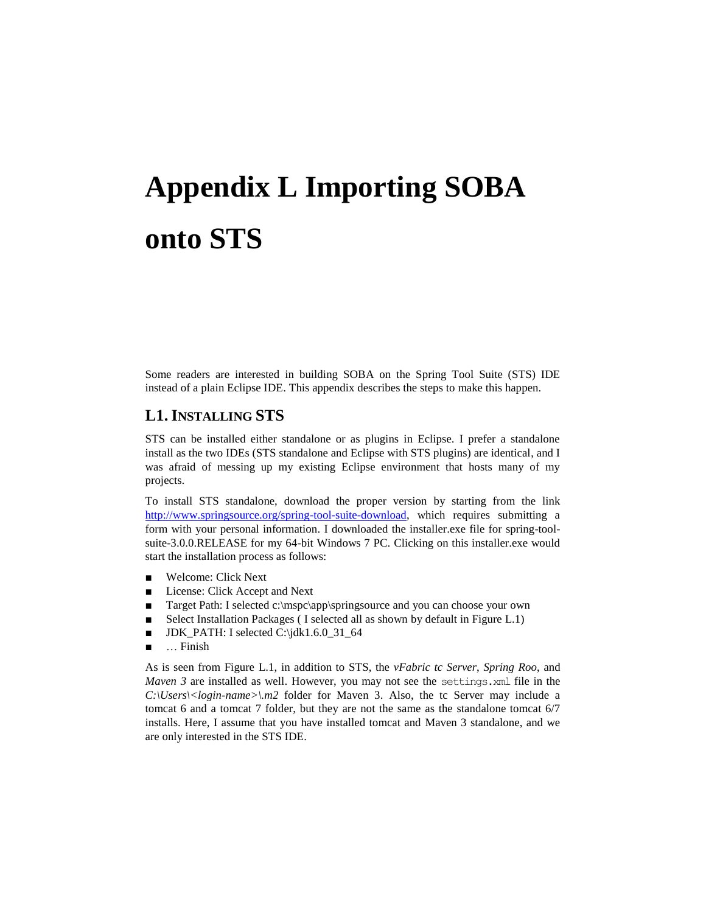# Appendix L Importing SOBA onto STS

Some readers are interested in building SOBA on the Spring Tool Suite (STS) IDE instead of a plain Eclipse IDE. This appendix describes the steps to make this happen.

## L1. INSTALLING STS

STS can be installed either standalone or as plugins in Eclipse. I prefer a standalone install as the two IDEs (STS standalone and Eclipse with STS plugins) are identical, and I was afraid of messing up my existing Eclipse environment that hosts many of my projects.

To install STS standalone, download the proper version by starting from the link [http://www.springsource.org/spring-tool-suite-download](http://www.springsource.org/spring-tool-suite-download), which requires submitting a form with your personal information. I downloaded the installer.exe file for spring-tool-suite-3.0.0.RELEASE for my 64-bit Windows 7 PC. Clicking on this installer.exe would start the installation process as follows:

- Welcome: Click Next
- License: Click Accept and Next
- Target Path: I selected c:\mspc\app\springsource and you can choose your own
- Select Installation Packages ( I selected all as shown by default in Figure L.1)
- JDK_PATH: I selected C:\jdk1.6.0_31_64
- … Finish

As is seen from Figure L.1, in addition to STS, the *vFabric tc Server*, *Spring Roo*, and *Maven 3* are installed as well. However, you may not see the `settings.xml` file in the *C:\Users\<login-name>\.m2* folder for Maven 3. Also, the tc Server may include a tomcat 6 and a tomcat 7 folder, but they are not the same as the standalone tomcat 6/7 installs. Here, I assume that you have installed tomcat and Maven 3 standalone, and we are only interested in the STS IDE.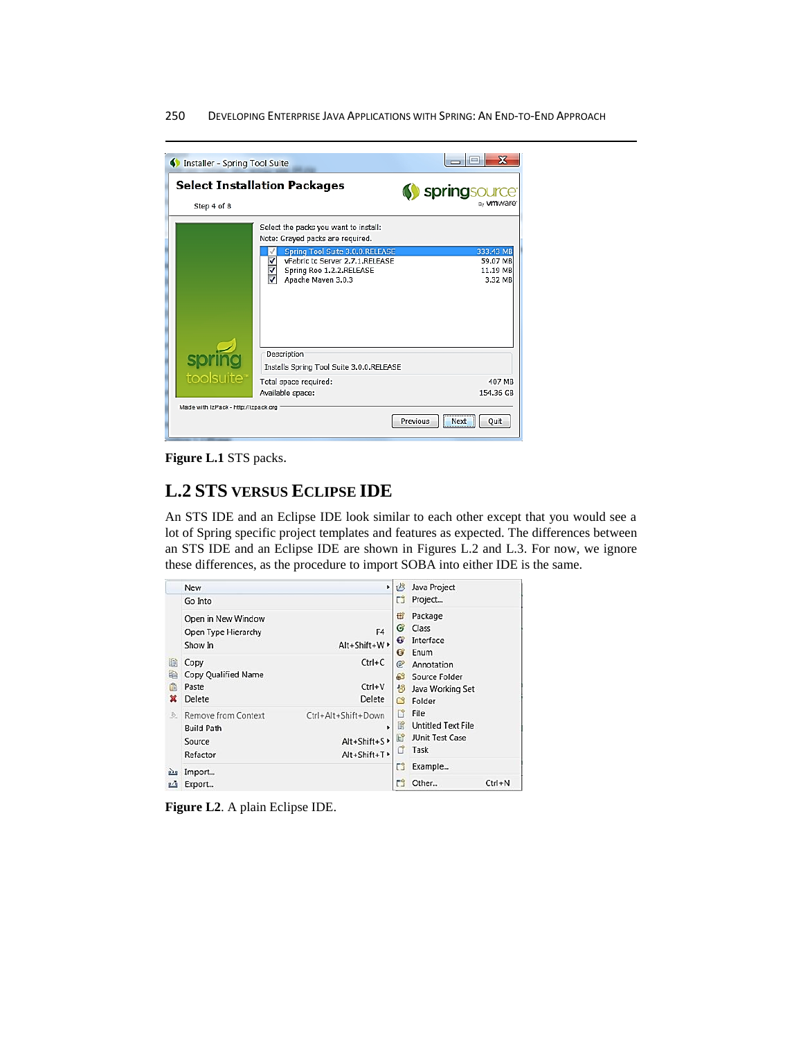Figure L.1 STS packs.

## L.2 STS VERSUS ECLIPSE IDE

An STS IDE and an Eclipse IDE look similar to each other except that you would see a lot of Spring specific project templates and features as expected. The differences between an STS IDE and an Eclipse IDE are shown in Figures L.2 and L.3. For now, we ignore these differences, as the procedure to import SOBA into either IDE is the same.

**Figure L2**. A plain Eclipse IDE.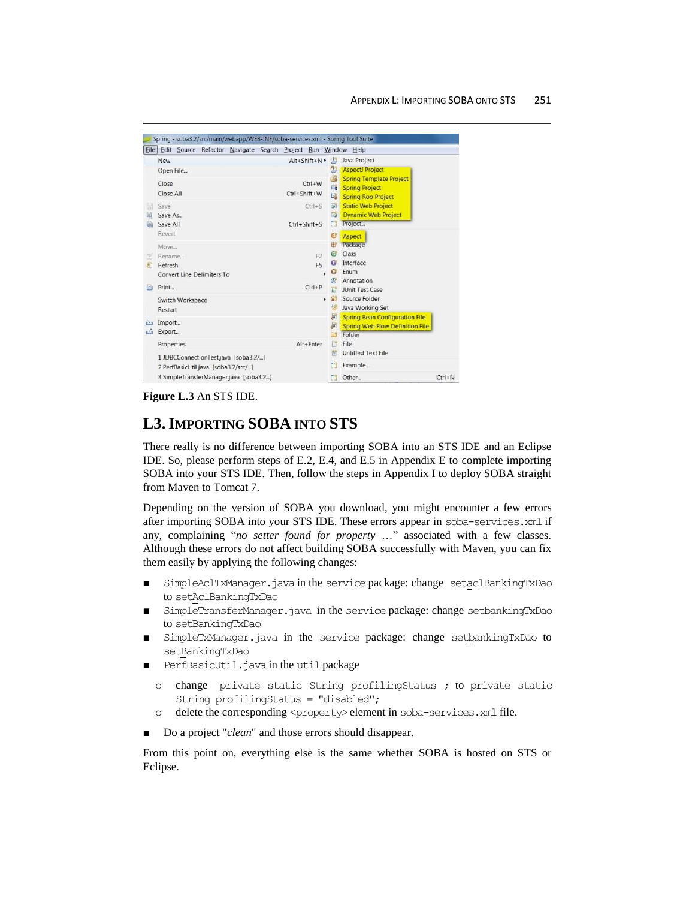Figure L.3 An STS IDE.

## L3. IMPORTING SOBA INTO STS

There really is no difference between importing SOBA into an STS IDE and an Eclipse IDE. So, please perform steps of E.2, E.4, and E.5 in Appendix E to complete importing SOBA into your STS IDE. Then, follow the steps in Appendix I to deploy SOBA straight from Maven to Tomcat 7.

Depending on the version of SOBA you download, you might encounter a few errors after importing SOBA into your STS IDE. These errors appear in `soba-services.xml` if any, complaining "*no setter found for property* …" associated with a few classes. Although these errors do not affect building SOBA successfully with Maven, you can fix them easily by applying the following changes:

- `SimpleAclTxManager.java` in the `service` package: change `setaclBankingTxDao` to `setAclBankingTxDao`
- `SimpleTransferManager.java` in the `service` package: change `setbankingTxDao` to `setBankingTxDao`
- `SimpleTxManager.java` in the `service` package: change `setbankingTxDao` to `setBankingTxDao`
- `PerfBasicUtil.java` in the `util` package
  - change `private static String profilingStatus ;` to `private static String profilingStatus = "disabled";`
  - delete the corresponding `<property>` element in `soba-services.xml` file.
- Do a project "*clean*" and those errors should disappear.

From this point on, everything else is the same whether SOBA is hosted on STS or Eclipse.